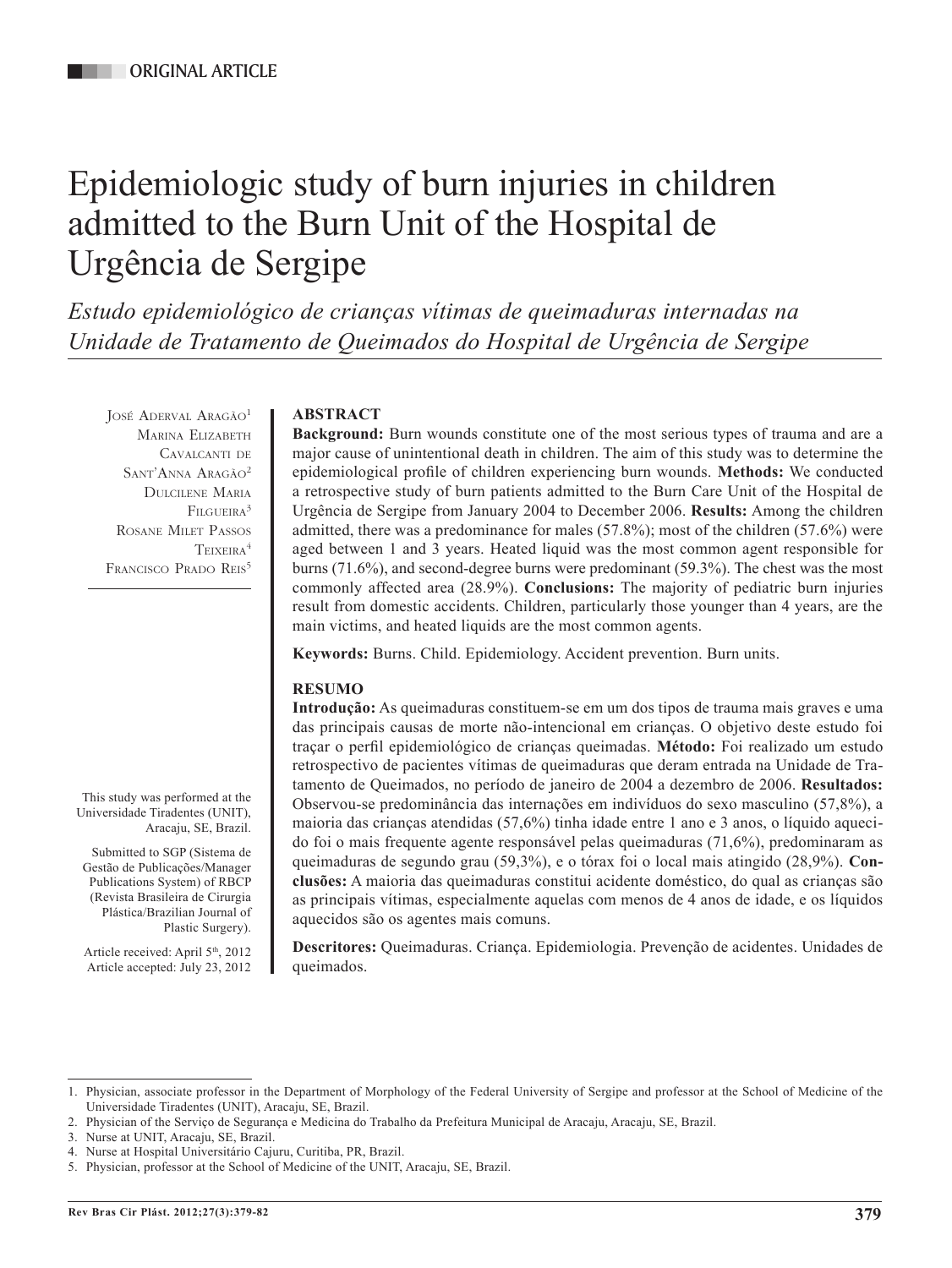ORIGINAL ARTICLE

# Epidemiologic study of burn injuries in children admitted to the Burn Unit of the Hospital de Urgência de Sergipe

*Estudo epidemiológico de crianças vítimas de queimaduras internadas na Unidade de Tratamento de Queimados do Hospital de Urgência de Sergipe*

José Aderval Aragão[1]
Marina Elizabeth Cavalcanti de Sant'Anna Aragão[2]
Dulcilene Maria Filgueira[3]
Rosane Milet Passos Teixeira[4]
Francisco Prado Reis[5]

This study was performed at the Universidade Tiradentes (UNIT), Aracaju, SE, Brazil.

Submitted to SGP (Sistema de Gestão de Publicações/Manager Publications System) of RBCP (Revista Brasileira de Cirurgia Plástica/Brazilian Journal of Plastic Surgery).

Article received: April 5th, 2012
Article accepted: July 23, 2012

## ABSTRACT

**Background:** Burn wounds constitute one of the most serious types of trauma and are a major cause of unintentional death in children. The aim of this study was to determine the epidemiological profile of children experiencing burn wounds. **Methods:** We conducted a retrospective study of burn patients admitted to the Burn Care Unit of the Hospital de Urgência de Sergipe from January 2004 to December 2006. **Results:** Among the children admitted, there was a predominance for males (57.8%); most of the children (57.6%) were aged between 1 and 3 years. Heated liquid was the most common agent responsible for burns (71.6%), and second-degree burns were predominant (59.3%). The chest was the most commonly affected area (28.9%). **Conclusions:** The majority of pediatric burn injuries result from domestic accidents. Children, particularly those younger than 4 years, are the main victims, and heated liquids are the most common agents.

**Keywords:** Burns. Child. Epidemiology. Accident prevention. Burn units.

## RESUMO

**Introdução:** As queimaduras constituem-se em um dos tipos de trauma mais graves e uma das principais causas de morte não-intencional em crianças. O objetivo deste estudo foi traçar o perfil epidemiológico de crianças queimadas. **Método:** Foi realizado um estudo retrospectivo de pacientes vítimas de queimaduras que deram entrada na Unidade de Tratamento de Queimados, no período de janeiro de 2004 a dezembro de 2006. **Resultados:** Observou-se predominância das internações em indivíduos do sexo masculino (57,8%), a maioria das crianças atendidas (57,6%) tinha idade entre 1 ano e 3 anos, o líquido aquecido foi o mais frequente agente responsável pelas queimaduras (71,6%), predominaram as queimaduras de segundo grau (59,3%), e o tórax foi o local mais atingido (28,9%). **Conclusões:** A maioria das queimaduras constitui acidente doméstico, do qual as crianças são as principais vítimas, especialmente aquelas com menos de 4 anos de idade, e os líquidos aquecidos são os agentes mais comuns.

**Descritores:** Queimaduras. Criança. Epidemiologia. Prevenção de acidentes. Unidades de queimados.

---

1. Physician, associate professor in the Department of Morphology of the Federal University of Sergipe and professor at the School of Medicine of the Universidade Tiradentes (UNIT), Aracaju, SE, Brazil.
2. Physician of the Serviço de Segurança e Medicina do Trabalho da Prefeitura Municipal de Aracaju, Aracaju, SE, Brazil.
3. Nurse at UNIT, Aracaju, SE, Brazil.
4. Nurse at Hospital Universitário Cajuru, Curitiba, PR, Brazil.
5. Physician, professor at the School of Medicine of the UNIT, Aracaju, SE, Brazil.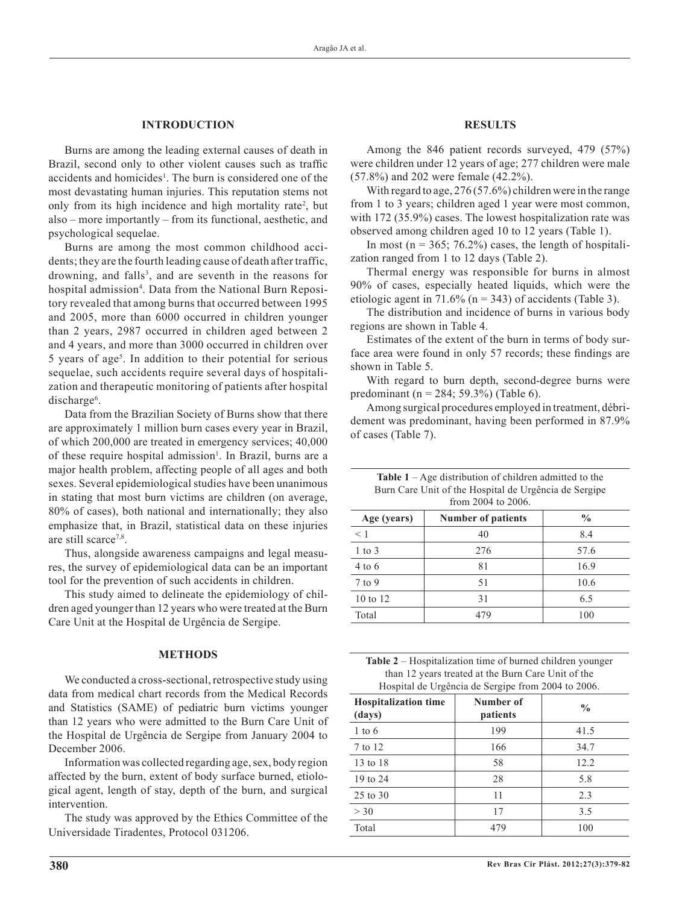## INTRODUCTION

Burns are among the leading external causes of death in Brazil, second only to other violent causes such as traffic accidents and homicides[1]. The burn is considered one of the most devastating human injuries. This reputation stems not only from its high incidence and high mortality rate[2], but also – more importantly – from its functional, aesthetic, and psychological sequelae.

Burns are among the most common childhood accidents; they are the fourth leading cause of death after traffic, drowning, and falls[3], and are seventh in the reasons for hospital admission[4]. Data from the National Burn Repository revealed that among burns that occurred between 1995 and 2005, more than 6000 occurred in children younger than 2 years, 2987 occurred in children aged between 2 and 4 years, and more than 3000 occurred in children over 5 years of age[5]. In addition to their potential for serious sequelae, such accidents require several days of hospitalization and therapeutic monitoring of patients after hospital discharge[6].

Data from the Brazilian Society of Burns show that there are approximately 1 million burn cases every year in Brazil, of which 200,000 are treated in emergency services; 40,000 of these require hospital admission[1]. In Brazil, burns are a major health problem, affecting people of all ages and both sexes. Several epidemiological studies have been unanimous in stating that most burn victims are children (on average, 80% of cases), both national and internationally; they also emphasize that, in Brazil, statistical data on these injuries are still scarce[7,8].

Thus, alongside awareness campaigns and legal measures, the survey of epidemiological data can be an important tool for the prevention of such accidents in children.

This study aimed to delineate the epidemiology of children aged younger than 12 years who were treated at the Burn Care Unit at the Hospital de Urgência de Sergipe.

## METHODS

We conducted a cross-sectional, retrospective study using data from medical chart records from the Medical Records and Statistics (SAME) of pediatric burn victims younger than 12 years who were admitted to the Burn Care Unit of the Hospital de Urgência de Sergipe from January 2004 to December 2006.

Information was collected regarding age, sex, body region affected by the burn, extent of body surface burned, etiological agent, length of stay, depth of the burn, and surgical intervention.

The study was approved by the Ethics Committee of the Universidade Tiradentes, Protocol 031206.

## RESULTS

Among the 846 patient records surveyed, 479 (57%) were children under 12 years of age; 277 children were male (57.8%) and 202 were female (42.2%).

With regard to age, 276 (57.6%) children were in the range from 1 to 3 years; children aged 1 year were most common, with 172 (35.9%) cases. The lowest hospitalization rate was observed among children aged 10 to 12 years (Table 1).

In most (n = 365; 76.2%) cases, the length of hospitalization ranged from 1 to 12 days (Table 2).

Thermal energy was responsible for burns in almost 90% of cases, especially heated liquids, which were the etiologic agent in 71.6% (n = 343) of accidents (Table 3).

The distribution and incidence of burns in various body regions are shown in Table 4.

Estimates of the extent of the burn in terms of body surface area were found in only 57 records; these findings are shown in Table 5.

With regard to burn depth, second-degree burns were predominant (n = 284; 59.3%) (Table 6).

Among surgical procedures employed in treatment, débridement was predominant, having been performed in 87.9% of cases (Table 7).

**Table 1** – Age distribution of children admitted to the Burn Care Unit of the Hospital de Urgência de Sergipe from 2004 to 2006.

| Age (years) | Number of patients | % |
|---|---|---|
| < 1 | 40 | 8.4 |
| 1 to 3 | 276 | 57.6 |
| 4 to 6 | 81 | 16.9 |
| 7 to 9 | 51 | 10.6 |
| 10 to 12 | 31 | 6.5 |
| Total | 479 | 100 |

**Table 2** – Hospitalization time of burned children younger than 12 years treated at the Burn Care Unit of the Hospital de Urgência de Sergipe from 2004 to 2006.

| Hospitalization time (days) | Number of patients | % |
|---|---|---|
| 1 to 6 | 199 | 41.5 |
| 7 to 12 | 166 | 34.7 |
| 13 to 18 | 58 | 12.2 |
| 19 to 24 | 28 | 5.8 |
| 25 to 30 | 11 | 2.3 |
| > 30 | 17 | 3.5 |
| Total | 479 | 100 |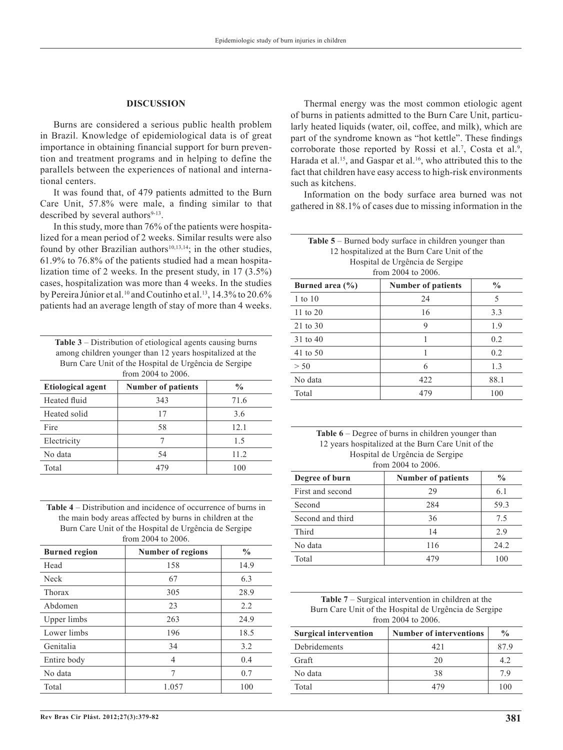## DISCUSSION

Burns are considered a serious public health problem in Brazil. Knowledge of epidemiological data is of great importance in obtaining financial support for burn prevention and treatment programs and in helping to define the parallels between the experiences of national and international centers.

It was found that, of 479 patients admitted to the Burn Care Unit, 57.8% were male, a finding similar to that described by several authors[9-13].

In this study, more than 76% of the patients were hospitalized for a mean period of 2 weeks. Similar results were also found by other Brazilian authors[10,13,14]; in the other studies, 61.9% to 76.8% of the patients studied had a mean hospitalization time of 2 weeks. In the present study, in 17 (3.5%) cases, hospitalization was more than 4 weeks. In the studies by Pereira Júnior et al.[10] and Coutinho et al.[13], 14.3% to 20.6% patients had an average length of stay of more than 4 weeks.

**Table 3** – Distribution of etiological agents causing burns among children younger than 12 years hospitalized at the Burn Care Unit of the Hospital de Urgência de Sergipe from 2004 to 2006.

| Etiological agent | Number of patients | % |
|---|---|---|
| Heated fluid | 343 | 71.6 |
| Heated solid | 17 | 3.6 |
| Fire | 58 | 12.1 |
| Electricity | 7 | 1.5 |
| No data | 54 | 11.2 |
| Total | 479 | 100 |

**Table 4** – Distribution and incidence of occurrence of burns in the main body areas affected by burns in children at the Burn Care Unit of the Hospital de Urgência de Sergipe from 2004 to 2006.

| Burned region | Number of regions | % |
|---|---|---|
| Head | 158 | 14.9 |
| Neck | 67 | 6.3 |
| Thorax | 305 | 28.9 |
| Abdomen | 23 | 2.2 |
| Upper limbs | 263 | 24.9 |
| Lower limbs | 196 | 18.5 |
| Genitalia | 34 | 3.2 |
| Entire body | 4 | 0.4 |
| No data | 7 | 0.7 |
| Total | 1.057 | 100 |

Thermal energy was the most common etiologic agent of burns in patients admitted to the Burn Care Unit, particularly heated liquids (water, oil, coffee, and milk), which are part of the syndrome known as "hot kettle". These findings corroborate those reported by Rossi et al.[7], Costa et al.[9], Harada et al.[15], and Gaspar et al.[16], who attributed this to the fact that children have easy access to high-risk environments such as kitchens.

Information on the body surface area burned was not gathered in 88.1% of cases due to missing information in the

**Table 5** – Burned body surface in children younger than 12 hospitalized at the Burn Care Unit of the Hospital de Urgência de Sergipe from 2004 to 2006.

| Burned area (%) | Number of patients | % |
|---|---|---|
| 1 to 10 | 24 | 5 |
| 11 to 20 | 16 | 3.3 |
| 21 to 30 | 9 | 1.9 |
| 31 to 40 | 1 | 0.2 |
| 41 to 50 | 1 | 0.2 |
| > 50 | 6 | 1.3 |
| No data | 422 | 88.1 |
| Total | 479 | 100 |

**Table 6** – Degree of burns in children younger than 12 years hospitalized at the Burn Care Unit of the Hospital de Urgência de Sergipe from 2004 to 2006.

| Degree of burn | Number of patients | % |
|---|---|---|
| First and second | 29 | 6.1 |
| Second | 284 | 59.3 |
| Second and third | 36 | 7.5 |
| Third | 14 | 2.9 |
| No data | 116 | 24.2 |
| Total | 479 | 100 |

**Table 7** – Surgical intervention in children at the Burn Care Unit of the Hospital de Urgência de Sergipe from 2004 to 2006.

| Surgical intervention | Number of interventions | % |
|---|---|---|
| Debridements | 421 | 87.9 |
| Graft | 20 | 4.2 |
| No data | 38 | 7.9 |
| Total | 479 | 100 |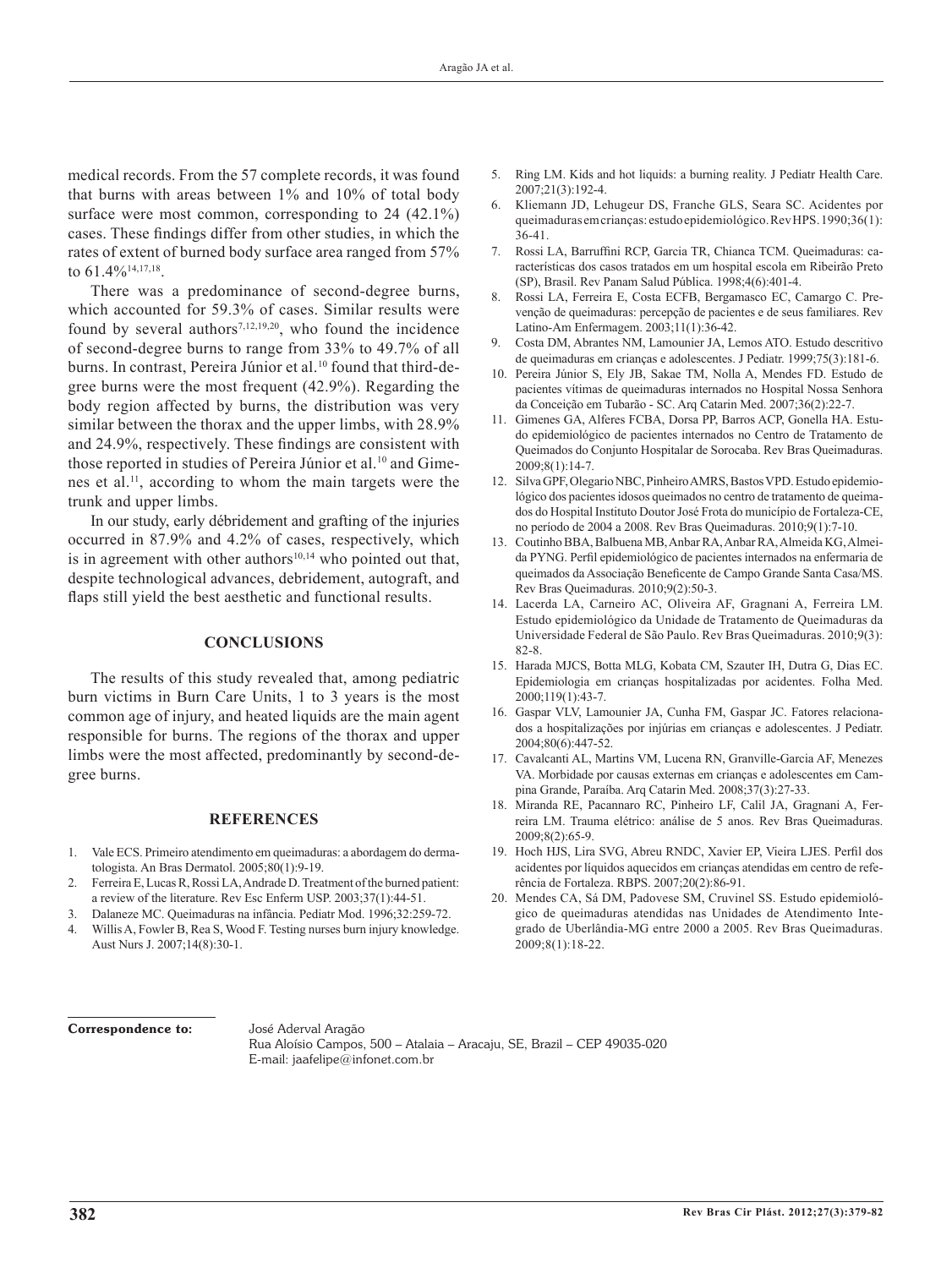medical records. From the 57 complete records, it was found that burns with areas between 1% and 10% of total body surface were most common, corresponding to 24 (42.1%) cases. These findings differ from other studies, in which the rates of extent of burned body surface area ranged from 57% to 61.4%[14,17,18].

There was a predominance of second-degree burns, which accounted for 59.3% of cases. Similar results were found by several authors[7,12,19,20], who found the incidence of second-degree burns to range from 33% to 49.7% of all burns. In contrast, Pereira Júnior et al.[10] found that third-degree burns were the most frequent (42.9%). Regarding the body region affected by burns, the distribution was very similar between the thorax and the upper limbs, with 28.9% and 24.9%, respectively. These findings are consistent with those reported in studies of Pereira Júnior et al.[10] and Gimenes et al.[11], according to whom the main targets were the trunk and upper limbs.

In our study, early débridement and grafting of the injuries occurred in 87.9% and 4.2% of cases, respectively, which is in agreement with other authors[10,14] who pointed out that, despite technological advances, debridement, autograft, and flaps still yield the best aesthetic and functional results.

## CONCLUSIONS

The results of this study revealed that, among pediatric burn victims in Burn Care Units, 1 to 3 years is the most common age of injury, and heated liquids are the main agent responsible for burns. The regions of the thorax and upper limbs were the most affected, predominantly by second-degree burns.

## REFERENCES

1. Vale ECS. Primeiro atendimento em queimaduras: a abordagem do dermatologista. An Bras Dermatol. 2005;80(1):9-19.
2. Ferreira E, Lucas R, Rossi LA, Andrade D. Treatment of the burned patient: a review of the literature. Rev Esc Enferm USP. 2003;37(1):44-51.
3. Dalaneze MC. Queimaduras na infância. Pediatr Mod. 1996;32:259-72.
4. Willis A, Fowler B, Rea S, Wood F. Testing nurses burn injury knowledge. Aust Nurs J. 2007;14(8):30-1.
5. Ring LM. Kids and hot liquids: a burning reality. J Pediatr Health Care. 2007;21(3):192-4.
6. Kliemann JD, Lehugeur DS, Franche GLS, Seara SC. Acidentes por queimaduras em crianças: estudo epidemiológico. Rev HPS. 1990;36(1):36-41.
7. Rossi LA, Barruffini RCP, Garcia TR, Chianca TCM. Queimaduras: características dos casos tratados em um hospital escola em Ribeirão Preto (SP), Brasil. Rev Panam Salud Pública. 1998;4(6):401-4.
8. Rossi LA, Ferreira E, Costa ECFB, Bergamasco EC, Camargo C. Prevenção de queimaduras: percepção de pacientes e de seus familiares. Rev Latino-Am Enfermagem. 2003;11(1):36-42.
9. Costa DM, Abrantes NM, Lamounier JA, Lemos ATO. Estudo descritivo de queimaduras em crianças e adolescentes. J Pediatr. 1999;75(3):181-6.
10. Pereira Júnior S, Ely JB, Sakae TM, Nolla A, Mendes FD. Estudo de pacientes vítimas de queimaduras internados no Hospital Nossa Senhora da Conceição em Tubarão - SC. Arq Catarin Med. 2007;36(2):22-7.
11. Gimenes GA, Alferes FCBA, Dorsa PP, Barros ACP, Gonella HA. Estudo epidemiológico de pacientes internados no Centro de Tratamento de Queimados do Conjunto Hospitalar de Sorocaba. Rev Bras Queimaduras. 2009;8(1):14-7.
12. Silva GPF, Olegario NBC, Pinheiro AMRS, Bastos VPD. Estudo epidemiológico dos pacientes idosos queimados no centro de tratamento de queimados do Hospital Instituto Doutor José Frota do município de Fortaleza-CE, no período de 2004 a 2008. Rev Bras Queimaduras. 2010;9(1):7-10.
13. Coutinho BBA, Balbuena MB, Anbar RA, Anbar RA, Almeida KG, Almeida PYNG. Perfil epidemiológico de pacientes internados na enfermaria de queimados da Associação Beneficente de Campo Grande Santa Casa/MS. Rev Bras Queimaduras. 2010;9(2):50-3.
14. Lacerda LA, Carneiro AC, Oliveira AF, Gragnani A, Ferreira LM. Estudo epidemiológico da Unidade de Tratamento de Queimaduras da Universidade Federal de São Paulo. Rev Bras Queimaduras. 2010;9(3):82-8.
15. Harada MJCS, Botta MLG, Kobata CM, Szauter IH, Dutra G, Dias EC. Epidemiologia em crianças hospitalizadas por acidentes. Folha Med. 2000;119(1):43-7.
16. Gaspar VLV, Lamounier JA, Cunha FM, Gaspar JC. Fatores relacionados a hospitalizações por injúrias em crianças e adolescentes. J Pediatr. 2004;80(6):447-52.
17. Cavalcanti AL, Martins VM, Lucena RN, Granville-Garcia AF, Menezes VA. Morbidade por causas externas em crianças e adolescentes em Campina Grande, Paraíba. Arq Catarin Med. 2008;37(3):27-33.
18. Miranda RE, Pacannaro RC, Pinheiro LF, Calil JA, Gragnani A, Ferreira LM. Trauma elétrico: análise de 5 anos. Rev Bras Queimaduras. 2009;8(2):65-9.
19. Hoch HJS, Lira SVG, Abreu RNDC, Xavier EP, Vieira LJES. Perfil dos acidentes por líquidos aquecidos em crianças atendidas em centro de referência de Fortaleza. RBPS. 2007;20(2):86-91.
20. Mendes CA, Sá DM, Padovese SM, Cruvinel SS. Estudo epidemiológico de queimaduras atendidas nas Unidades de Atendimento Integrado de Uberlândia-MG entre 2000 a 2005. Rev Bras Queimaduras. 2009;8(1):18-22.

**Correspondence to:** José Aderval Aragão
Rua Aloísio Campos, 500 – Atalaia – Aracaju, SE, Brazil – CEP 49035-020
E-mail: jaafelipe@infonet.com.br